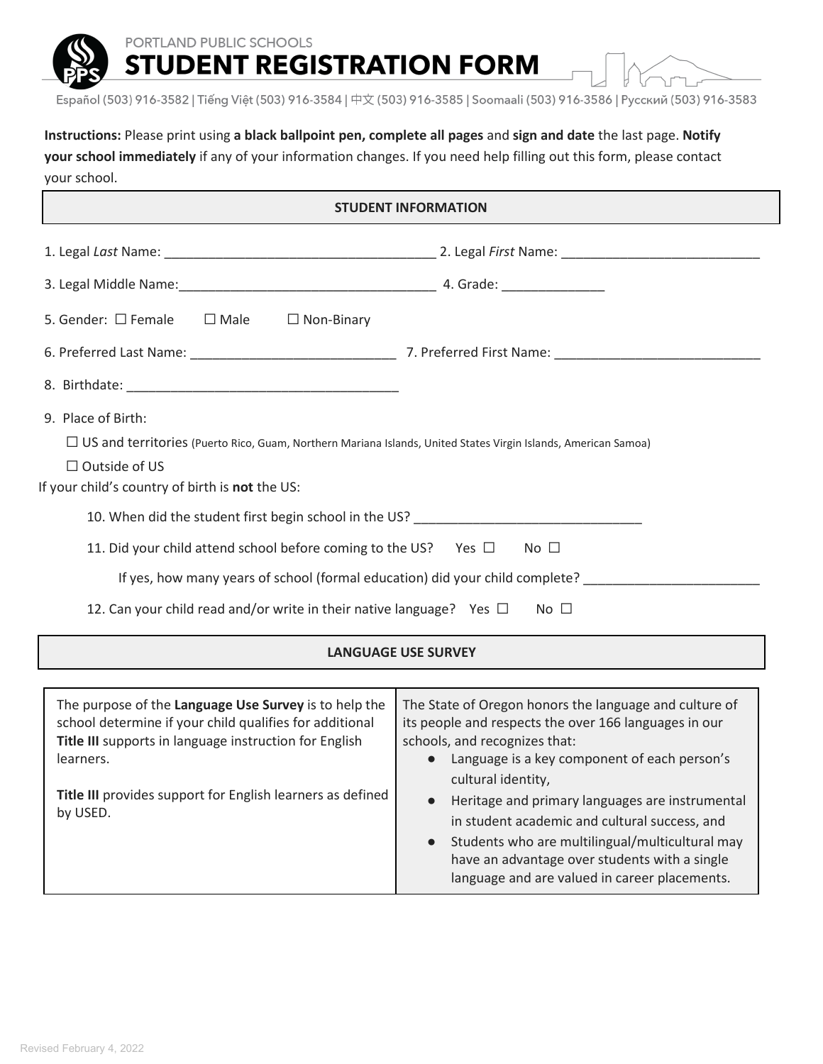PORTLAND PUBLIC SCHOOLS

# STUDENT REGISTRATION FORM

Español (503) 916-3582 | Tiếng Việt (503) 916-3584 | 中文 (503) 916-3585 | Soomaali (503) 916-3586 | Русский (503) 916-3583

**Instructions:** Please print using **a black ballpoint pen, complete all pages** and **sign and date** the last page. **Notify your school immediately** if any of your information changes. If you need help filling out this form, please contact your school.

## STUDENT INFORMATION

1. Legal *Last* Name: ______________________________________ 2. Legal *First* Name: ____________________________

3. Legal Middle Name: ____________________________________ 4. Grade: ______________

5. Gender: ☐ Female ☐ Male ☐ Non-Binary

6. Preferred Last Name: _____________________________ 7. Preferred First Name: _____________________________

8. Birthdate: ______________________________________

9. Place of Birth:

☐ US and territories (Puerto Rico, Guam, Northern Mariana Islands, United States Virgin Islands, American Samoa)

☐ Outside of US

If your child's country of birth is **not** the US:

10. When did the student first begin school in the US? ________________________________

11. Did your child attend school before coming to the US? Yes ☐ No ☐

If yes, how many years of school (formal education) did your child complete? ________________________

12. Can your child read and/or write in their native language? Yes ☐ No ☐

## LANGUAGE USE SURVEY

| | |
|---|---|
| The purpose of the **Language Use Survey** is to help the school determine if your child qualifies for additional **Title III** supports in language instruction for English learners.<br><br>**Title III** provides support for English learners as defined by USED. | The State of Oregon honors the language and culture of its people and respects the over 166 languages in our schools, and recognizes that:<br>• Language is a key component of each person's cultural identity,<br>• Heritage and primary languages are instrumental in student academic and cultural success, and<br>• Students who are multilingual/multicultural may have an advantage over students with a single language and are valued in career placements. |

Revised February 4, 2022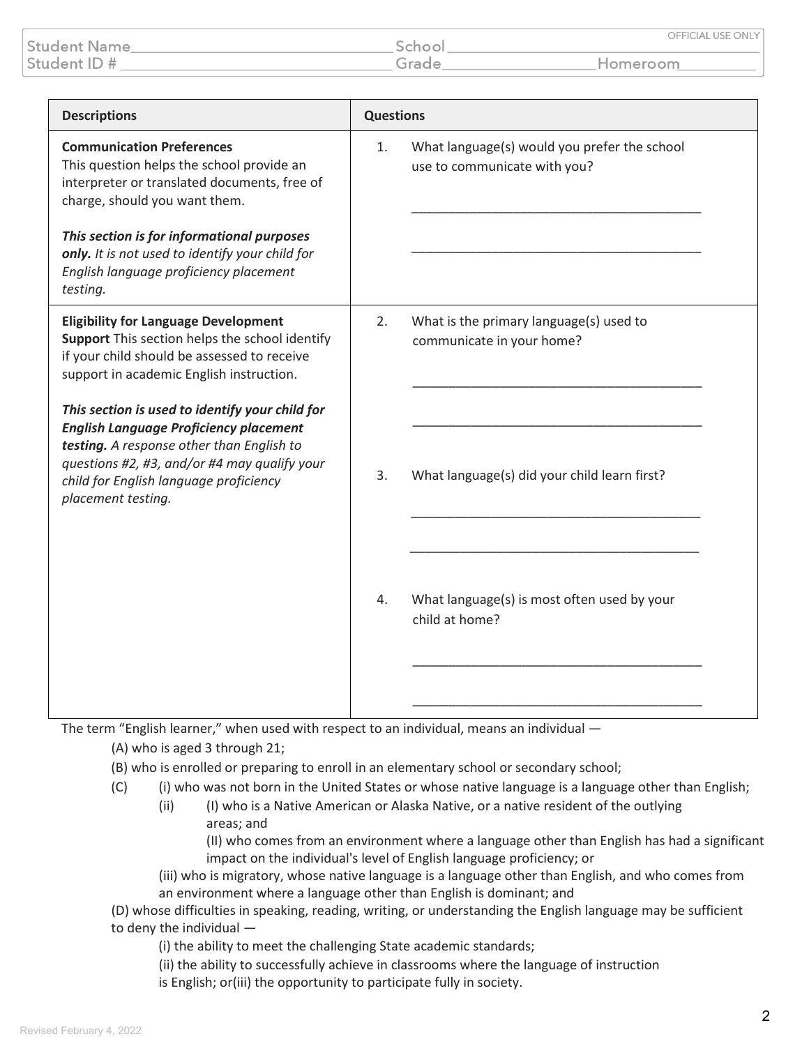Student Name________________________________ School ________________________________ OFFICIAL USE ONLY

Student ID # ________________________________ Grade________________ Homeroom__________

| Descriptions | Questions |
| --- | --- |
| **Communication Preferences**<br>This question helps the school provide an interpreter or translated documents, free of charge, should you want them.<br><br>***This section is for informational purposes only.*** *It is not used to identify your child for English language proficiency placement testing.* | 1. What language(s) would you prefer the school use to communicate with you?<br><br>________________________________________<br><br>________________________________________ |
| **Eligibility for Language Development Support** This section helps the school identify if your child should be assessed to receive support in academic English instruction.<br><br>***This section is used to identify your child for English Language Proficiency placement testing.*** *A response other than English to questions #2, #3, and/or #4 may qualify your child for English language proficiency placement testing.* | 2. What is the primary language(s) used to communicate in your home?<br><br>________________________________________<br><br>________________________________________<br><br>3. What language(s) did your child learn first?<br><br>________________________________________<br><br>________________________________________<br><br>4. What language(s) is most often used by your child at home?<br><br>________________________________________<br><br>________________________________________ |

The term "English learner," when used with respect to an individual, means an individual —

(A) who is aged 3 through 21;

(B) who is enrolled or preparing to enroll in an elementary school or secondary school;

(C) (i) who was not born in the United States or whose native language is a language other than English;

(ii) (I) who is a Native American or Alaska Native, or a native resident of the outlying areas; and

(II) who comes from an environment where a language other than English has had a significant impact on the individual's level of English language proficiency; or

(iii) who is migratory, whose native language is a language other than English, and who comes from an environment where a language other than English is dominant; and

(D) whose difficulties in speaking, reading, writing, or understanding the English language may be sufficient to deny the individual —

(i) the ability to meet the challenging State academic standards;

(ii) the ability to successfully achieve in classrooms where the language of instruction is English; or(iii) the opportunity to participate fully in society.

Revised February 4, 2022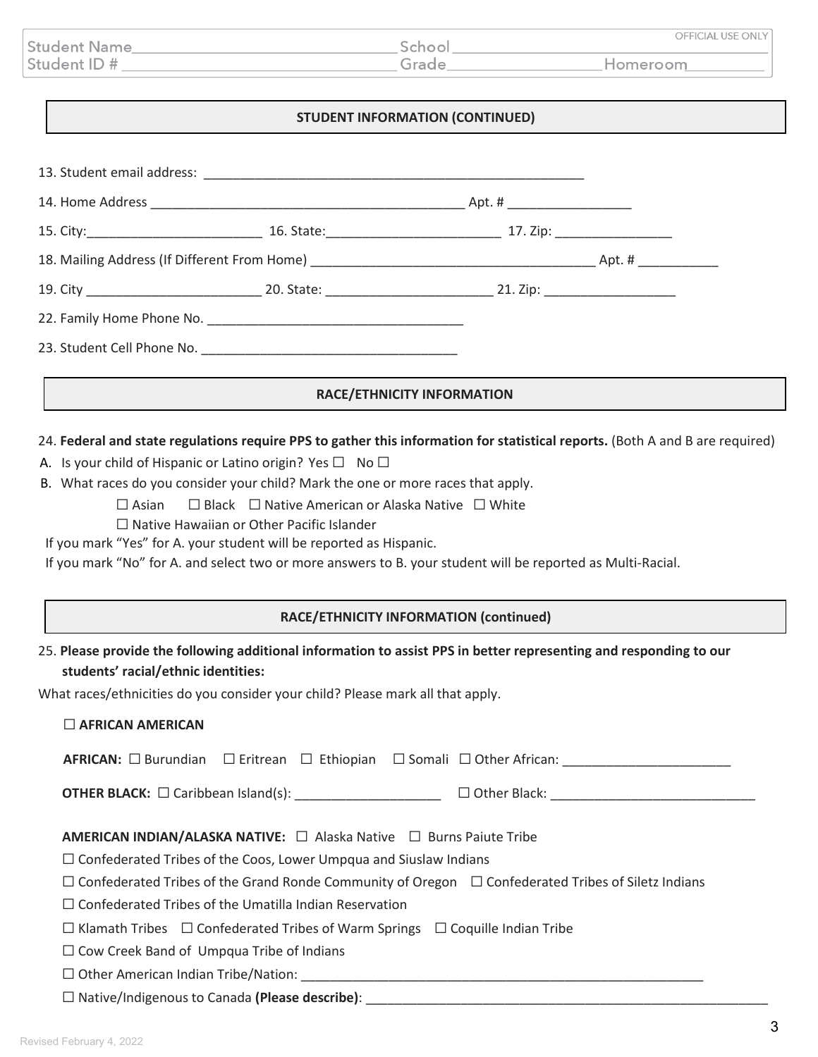| Student Name______________________________ | School ______________________________ | OFFICIAL USE ONLY |
|---|---|---|
| Student ID # ______________________________ | Grade_______________ | Homeroom_________ |

## STUDENT INFORMATION (CONTINUED)

13. Student email address: ______________________________________________________

14. Home Address ____________________________________________ Apt. # _________________

15. City:________________________ 16. State:________________________ 17. Zip: ________________

18. Mailing Address (If Different From Home) ________________________________________ Apt. # ___________

19. City ________________________ 20. State: ________________________ 21. Zip: __________________

22. Family Home Phone No. ___________________________________

23. Student Cell Phone No. ___________________________________

## RACE/ETHNICITY INFORMATION

24. **Federal and state regulations require PPS to gather this information for statistical reports.** (Both A and B are required)

A. Is your child of Hispanic or Latino origin? Yes ☐ No ☐

B. What races do you consider your child? Mark the one or more races that apply.

☐ Asian ☐ Black ☐ Native American or Alaska Native ☐ White

☐ Native Hawaiian or Other Pacific Islander

If you mark "Yes" for A. your student will be reported as Hispanic.

If you mark "No" for A. and select two or more answers to B. your student will be reported as Multi-Racial.

## RACE/ETHNICITY INFORMATION (continued)

25. **Please provide the following additional information to assist PPS in better representing and responding to our students' racial/ethnic identities:**

What races/ethnicities do you consider your child? Please mark all that apply.

☐ **AFRICAN AMERICAN**

**AFRICAN:** ☐ Burundian ☐ Eritrean ☐ Ethiopian ☐ Somali ☐ Other African: _______________________

**OTHER BLACK:** ☐ Caribbean Island(s): ____________________ ☐ Other Black: ____________________________

**AMERICAN INDIAN/ALASKA NATIVE:** ☐ Alaska Native ☐ Burns Paiute Tribe

☐ Confederated Tribes of the Coos, Lower Umpqua and Siuslaw Indians

☐ Confederated Tribes of the Grand Ronde Community of Oregon ☐ Confederated Tribes of Siletz Indians

☐ Confederated Tribes of the Umatilla Indian Reservation

☐ Klamath Tribes ☐ Confederated Tribes of Warm Springs ☐ Coquille Indian Tribe

☐ Cow Creek Band of Umpqua Tribe of Indians

☐ Other American Indian Tribe/Nation: __________________________________________________________

☐ Native/Indigenous to Canada **(Please describe)**: __________________________________________________________

Revised February 4, 2022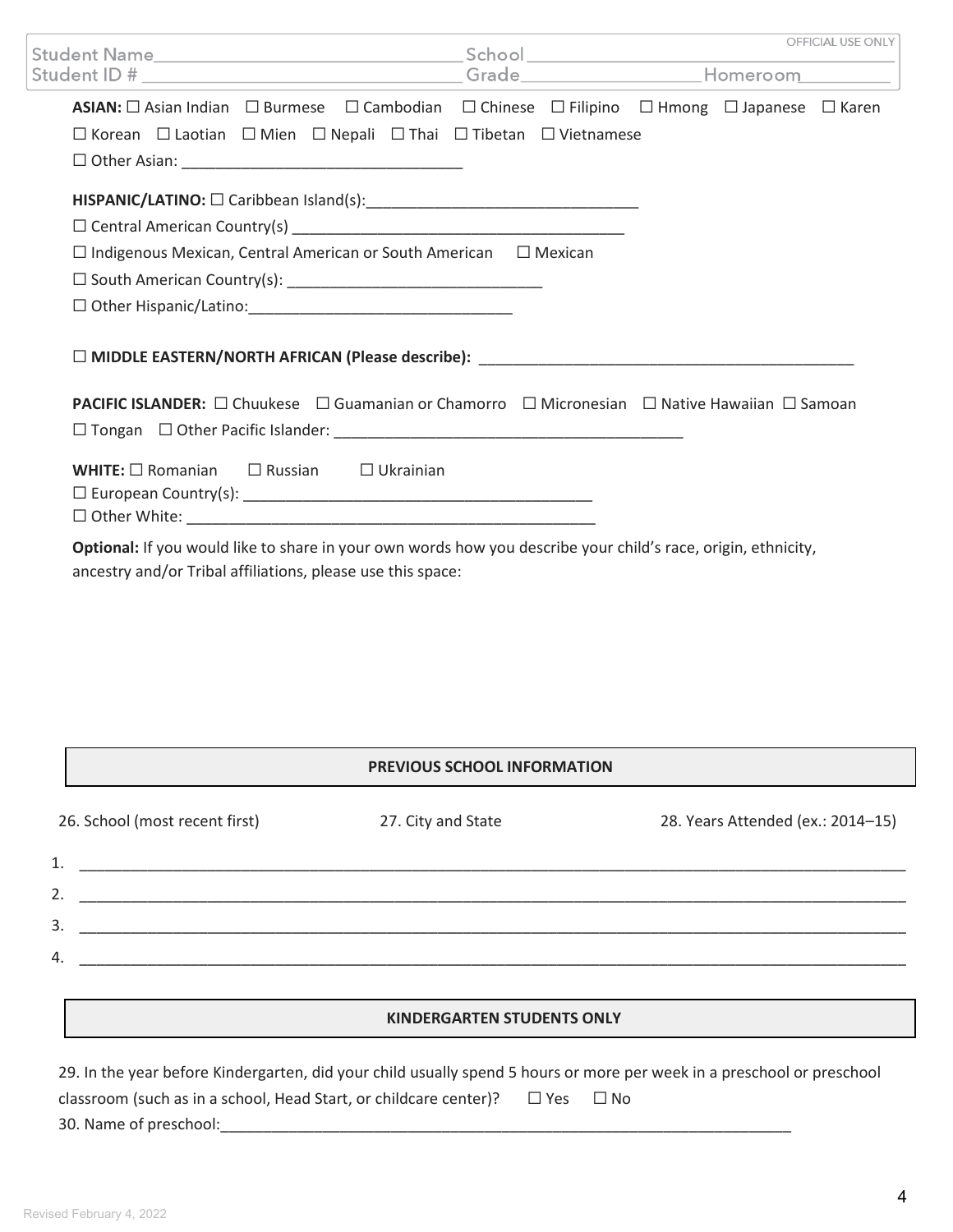| Student Name_______________________________ | School ___________________________________ | OFFICIAL USE ONLY |
|---|---|---|
| Student ID # _______________________________ | Grade_________________ | Homeroom_________ |

**ASIAN:** ☐ Asian Indian ☐ Burmese ☐ Cambodian ☐ Chinese ☐ Filipino ☐ Hmong ☐ Japanese ☐ Karen

☐ Korean ☐ Laotian ☐ Mien ☐ Nepali ☐ Thai ☐ Tibetan ☐ Vietnamese

☐ Other Asian: _________________________________

**HISPANIC/LATINO:** ☐ Caribbean Island(s):________________________________

☐ Central American Country(s) _______________________________________

☐ Indigenous Mexican, Central American or South American ☐ Mexican

☐ South American Country(s): ______________________________

☐ Other Hispanic/Latino:______________________________

☐ **MIDDLE EASTERN/NORTH AFRICAN (Please describe):** _____________________________________________

**PACIFIC ISLANDER:** ☐ Chuukese ☐ Guamanian or Chamorro ☐ Micronesian ☐ Native Hawaiian ☐ Samoan

☐ Tongan ☐ Other Pacific Islander: _________________________________________

**WHITE:** ☐ Romanian ☐ Russian ☐ Ukrainian

☐ European Country(s): ________________________________________

☐ Other White: ________________________________________________

**Optional:** If you would like to share in your own words how you describe your child's race, origin, ethnicity, ancestry and/or Tribal affiliations, please use this space:

## PREVIOUS SCHOOL INFORMATION

| 26. School (most recent first) | 27. City and State | 28. Years Attended (ex.: 2014–15) |
|---|---|---|
| 1. | | |
| 2. | | |
| 3. | | |
| 4. | | |

## KINDERGARTEN STUDENTS ONLY

29. In the year before Kindergarten, did your child usually spend 5 hours or more per week in a preschool or preschool classroom (such as in a school, Head Start, or childcare center)? ☐ Yes ☐ No

30. Name of preschool:_______________________________________________________________________

Revised February 4, 2022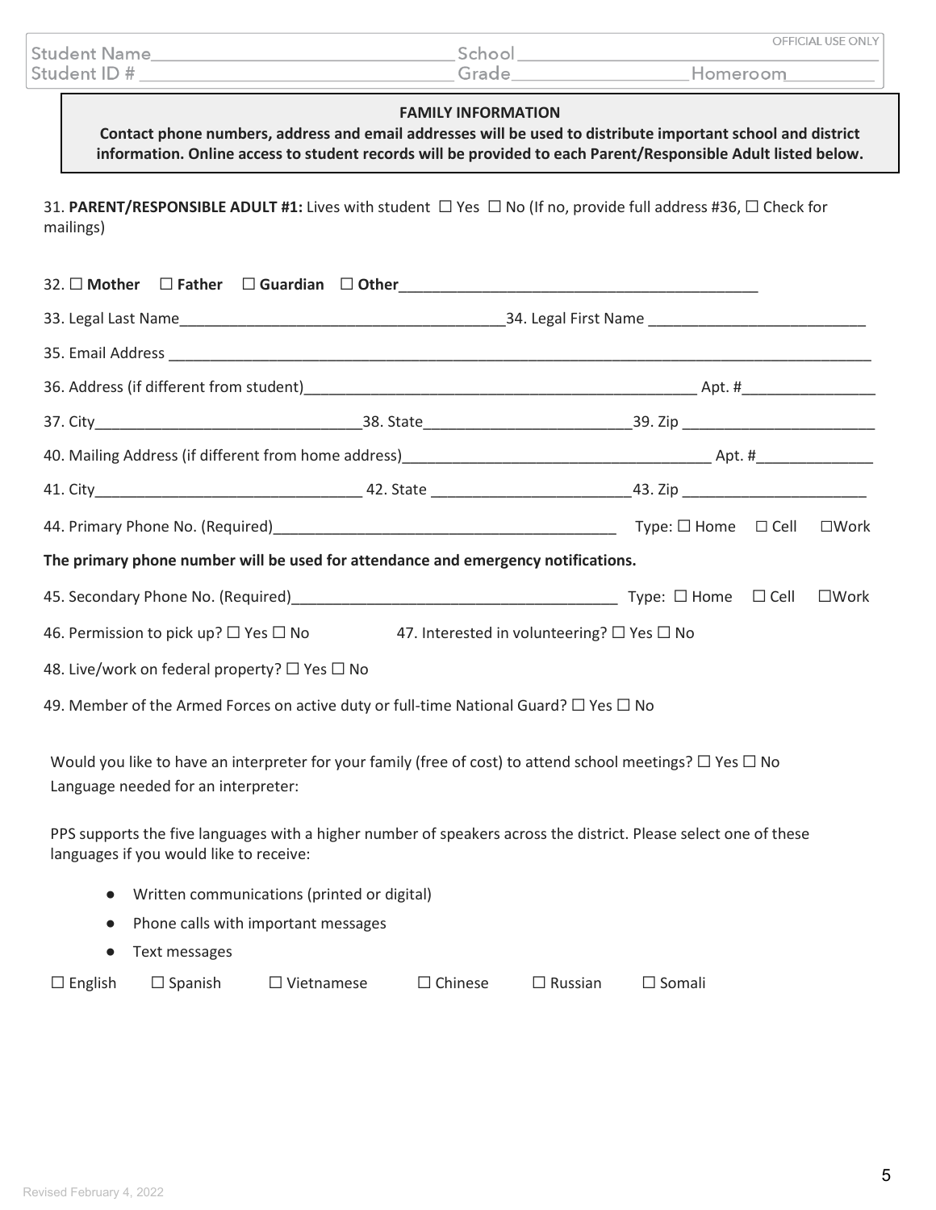| Student Name________________________ | School ________________________ | OFFICIAL USE ONLY |
|---|---|---|
| Student ID # ________________________ | Grade________________ | Homeroom__________ |

**FAMILY INFORMATION**

**Contact phone numbers, address and email addresses will be used to distribute important school and district information. Online access to student records will be provided to each Parent/Responsible Adult listed below.**

31. **PARENT/RESPONSIBLE ADULT #1:** Lives with student ☐ Yes ☐ No (If no, provide full address #36, ☐ Check for mailings)

32. ☐ **Mother** ☐ **Father** ☐ **Guardian** ☐ **Other**____________________________________________

33. Legal Last Name______________________________________34. Legal First Name __________________________

35. Email Address ____________________________________________________________________________________

36. Address (if different from student)_______________________________________________ Apt. #_______________

37. City________________________________38. State________________________39. Zip _______________________

40. Mailing Address (if different from home address)______________________________________ Apt. #_____________

41. City________________________________ 42. State ________________________43. Zip ______________________

44. Primary Phone No. (Required)_________________________________________ Type: ☐ Home ☐ Cell ☐Work

**The primary phone number will be used for attendance and emergency notifications.**

45. Secondary Phone No. (Required)_______________________________________ Type: ☐ Home ☐ Cell ☐Work

46. Permission to pick up? ☐ Yes ☐ No 47. Interested in volunteering? ☐ Yes ☐ No

48. Live/work on federal property? ☐ Yes ☐ No

49. Member of the Armed Forces on active duty or full-time National Guard? ☐ Yes ☐ No

Would you like to have an interpreter for your family (free of cost) to attend school meetings? ☐ Yes ☐ No

Language needed for an interpreter:

PPS supports the five languages with a higher number of speakers across the district. Please select one of these languages if you would like to receive:

- Written communications (printed or digital)
- Phone calls with important messages
- Text messages

☐ English ☐ Spanish ☐ Vietnamese ☐ Chinese ☐ Russian ☐ Somali

Revised February 4, 2022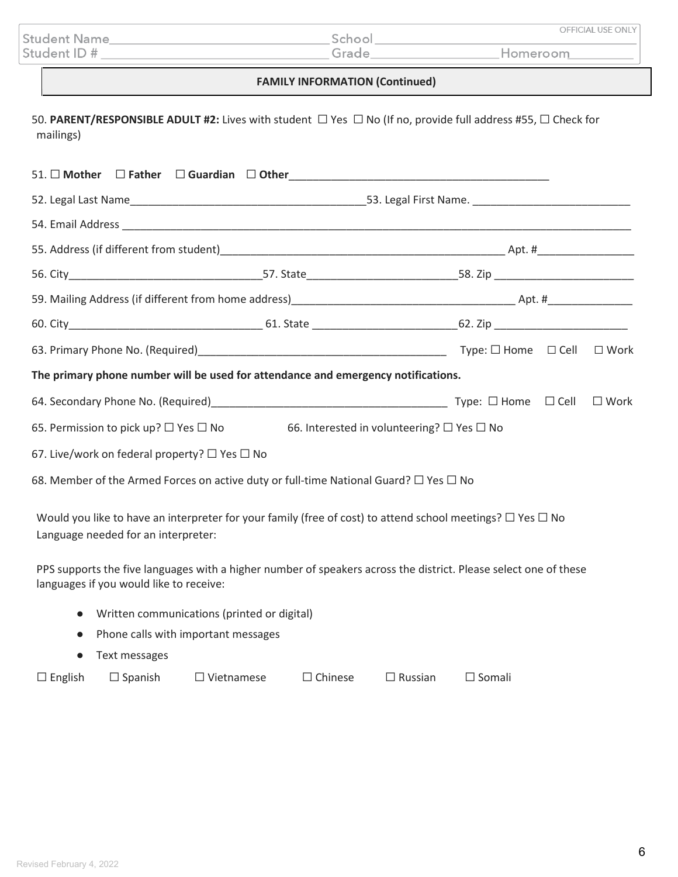Student Name\_\_\_\_\_\_\_\_\_\_\_\_\_\_\_\_\_\_\_\_\_\_\_\_\_\_\_\_ School \_\_\_\_\_\_\_\_\_\_\_\_\_\_\_\_\_\_\_\_\_\_\_\_\_\_\_\_ OFFICIAL USE ONLY
Student ID # \_\_\_\_\_\_\_\_\_\_\_\_\_\_\_\_\_\_\_\_\_\_\_\_\_\_\_\_ Grade\_\_\_\_\_\_\_\_\_\_\_\_\_\_\_\_ Homeroom\_\_\_\_\_\_\_\_\_

## FAMILY INFORMATION (Continued)

50. **PARENT/RESPONSIBLE ADULT #2:** Lives with student ☐ Yes ☐ No (If no, provide full address #55, ☐ Check for mailings)

51. ☐ **Mother** ☐ **Father** ☐ **Guardian** ☐ **Other**\_\_\_\_\_\_\_\_\_\_\_\_\_\_\_\_\_\_\_\_\_\_\_\_\_\_\_\_\_\_\_\_\_\_\_\_\_\_\_\_

52. Legal Last Name\_\_\_\_\_\_\_\_\_\_\_\_\_\_\_\_\_\_\_\_\_\_\_\_\_\_\_\_\_\_\_\_\_\_\_\_ 53. Legal First Name. \_\_\_\_\_\_\_\_\_\_\_\_\_\_\_\_\_\_\_\_\_\_\_\_

54. Email Address \_\_\_\_\_\_\_\_\_\_\_\_\_\_\_\_\_\_\_\_\_\_\_\_\_\_\_\_\_\_\_\_\_\_\_\_\_\_\_\_\_\_\_\_\_\_\_\_\_\_\_\_\_\_\_\_\_\_\_\_\_\_\_\_\_\_\_\_\_\_\_\_

55. Address (if different from student)\_\_\_\_\_\_\_\_\_\_\_\_\_\_\_\_\_\_\_\_\_\_\_\_\_\_\_\_\_\_\_\_\_\_\_\_\_\_\_\_\_\_\_\_ Apt. #\_\_\_\_\_\_\_\_\_\_\_\_\_\_\_

56. City\_\_\_\_\_\_\_\_\_\_\_\_\_\_\_\_\_\_\_\_\_\_\_\_\_\_\_\_\_\_ 57. State\_\_\_\_\_\_\_\_\_\_\_\_\_\_\_\_\_\_\_\_\_\_\_\_ 58. Zip \_\_\_\_\_\_\_\_\_\_\_\_\_\_\_\_\_\_\_\_\_\_

59. Mailing Address (if different from home address)\_\_\_\_\_\_\_\_\_\_\_\_\_\_\_\_\_\_\_\_\_\_\_\_\_\_\_\_\_\_\_\_\_\_\_ Apt. #\_\_\_\_\_\_\_\_\_\_\_\_\_

60. City\_\_\_\_\_\_\_\_\_\_\_\_\_\_\_\_\_\_\_\_\_\_\_\_\_\_\_\_\_\_ 61. State \_\_\_\_\_\_\_\_\_\_\_\_\_\_\_\_\_\_\_\_\_\_\_ 62. Zip \_\_\_\_\_\_\_\_\_\_\_\_\_\_\_\_\_\_\_\_\_

63. Primary Phone No. (Required)\_\_\_\_\_\_\_\_\_\_\_\_\_\_\_\_\_\_\_\_\_\_\_\_\_\_\_\_\_\_\_\_\_\_\_\_\_\_ Type: ☐ Home ☐ Cell ☐ Work

**The primary phone number will be used for attendance and emergency notifications.**

64. Secondary Phone No. (Required)\_\_\_\_\_\_\_\_\_\_\_\_\_\_\_\_\_\_\_\_\_\_\_\_\_\_\_\_\_\_\_\_\_\_\_\_\_ Type: ☐ Home ☐ Cell ☐ Work

65. Permission to pick up? ☐ Yes ☐ No    66. Interested in volunteering? ☐ Yes ☐ No

67. Live/work on federal property? ☐ Yes ☐ No

68. Member of the Armed Forces on active duty or full-time National Guard? ☐ Yes ☐ No

Would you like to have an interpreter for your family (free of cost) to attend school meetings? ☐ Yes ☐ No
Language needed for an interpreter:

PPS supports the five languages with a higher number of speakers across the district. Please select one of these languages if you would like to receive:

- Written communications (printed or digital)
- Phone calls with important messages
- Text messages

☐ English ☐ Spanish ☐ Vietnamese ☐ Chinese ☐ Russian ☐ Somali

Revised February 4, 2022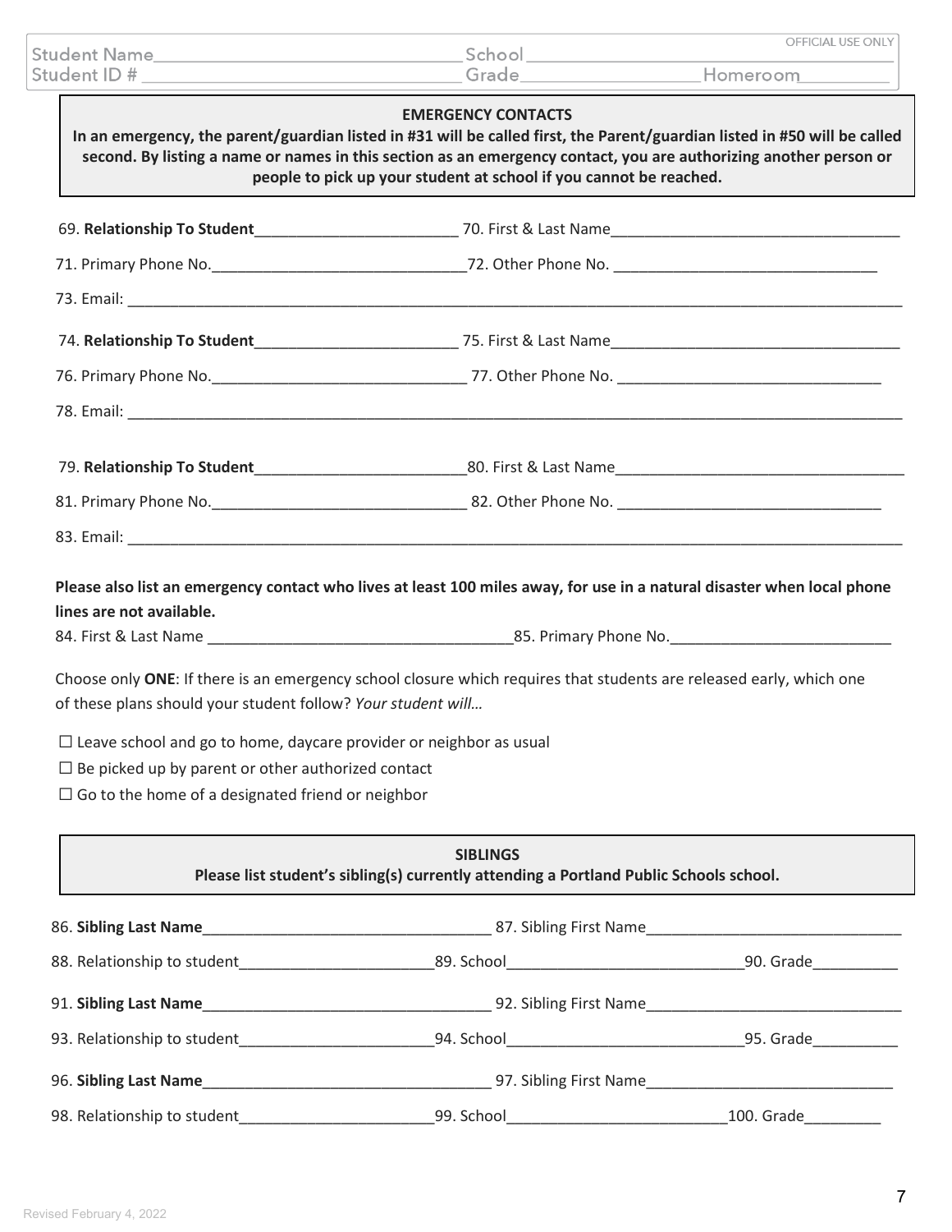| Student Name___________________________ | School___________________________ | OFFICIAL USE ONLY |
|---|---|---|
| Student ID #___________________________ | Grade_______________ | Homeroom__________ |

**EMERGENCY CONTACTS**

**In an emergency, the parent/guardian listed in #31 will be called first, the Parent/guardian listed in #50 will be called second. By listing a name or names in this section as an emergency contact, you are authorizing another person or people to pick up your student at school if you cannot be reached.**

69. **Relationship To Student**________________________ 70. First & Last Name__________________________________

71. Primary Phone No.______________________________ 72. Other Phone No. ______________________________

73. Email: ____________________________________________________________________________________________

74. **Relationship To Student**________________________ 75. First & Last Name__________________________________

76. Primary Phone No.______________________________ 77. Other Phone No. ______________________________

78. Email: ____________________________________________________________________________________________

79. **Relationship To Student**________________________ 80. First & Last Name__________________________________

81. Primary Phone No.______________________________ 82. Other Phone No. ______________________________

83. Email: ____________________________________________________________________________________________

**Please also list an emergency contact who lives at least 100 miles away, for use in a natural disaster when local phone lines are not available.**

84. First & Last Name ___________________________________ 85. Primary Phone No.__________________________

Choose only **ONE**: If there is an emergency school closure which requires that students are released early, which one of these plans should your student follow? *Your student will…*

☐ Leave school and go to home, daycare provider or neighbor as usual

☐ Be picked up by parent or other authorized contact

☐ Go to the home of a designated friend or neighbor

**SIBLINGS**

**Please list student's sibling(s) currently attending a Portland Public Schools school.**

86. **Sibling Last Name**__________________________________ 87. Sibling First Name_____________________________

88. Relationship to student______________________ 89. School____________________________ 90. Grade_________

91. **Sibling Last Name**__________________________________ 92. Sibling First Name_____________________________

93. Relationship to student______________________ 94. School____________________________ 95. Grade_________

96. **Sibling Last Name**__________________________________ 97. Sibling First Name_____________________________

98. Relationship to student______________________ 99. School__________________________ 100. Grade_________

Revised February 4, 2022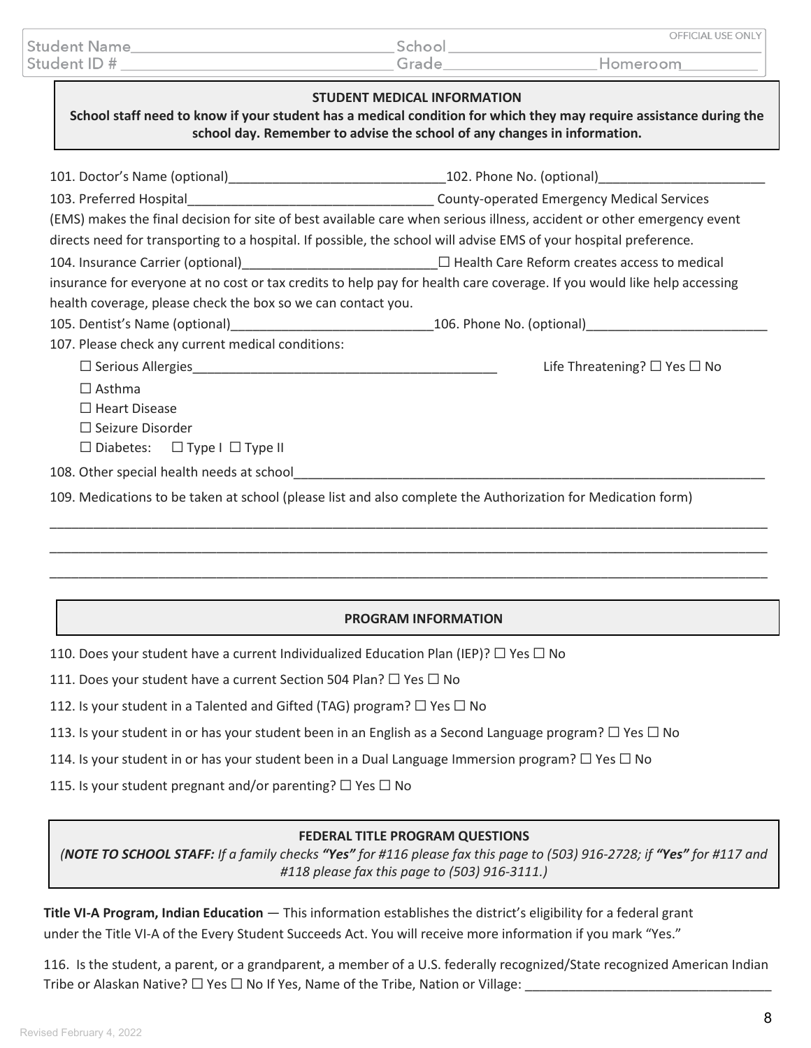| Student Name______________________ | School ______________________ | OFFICIAL USE ONLY |
| --- | --- | --- |
| Student ID # ______________________ | Grade______________ | Homeroom________ |

## STUDENT MEDICAL INFORMATION

**School staff need to know if your student has a medical condition for which they may require assistance during the school day. Remember to advise the school of any changes in information.**

101. Doctor's Name (optional)______________________________102. Phone No. (optional)_______________________

103. Preferred Hospital________________________________ County-operated Emergency Medical Services (EMS) makes the final decision for site of best available care when serious illness, accident or other emergency event directs need for transporting to a hospital. If possible, the school will advise EMS of your hospital preference.

104. Insurance Carrier (optional)__________________________☐ Health Care Reform creates access to medical insurance for everyone at no cost or tax credits to help pay for health care coverage. If you would like help accessing health coverage, please check the box so we can contact you.

105. Dentist's Name (optional)___________________________106. Phone No. (optional)_________________________

107. Please check any current medical conditions:

☐ Serious Allergies___________________________________________ Life Threatening? ☐ Yes ☐ No

☐ Asthma

☐ Heart Disease

☐ Seizure Disorder

☐ Diabetes: ☐ Type I ☐ Type II

108. Other special health needs at school_________________________________________________________________

109. Medications to be taken at school (please list and also complete the Authorization for Medication form)

_____________________________________________________________________________________________

_____________________________________________________________________________________________

_____________________________________________________________________________________________

## PROGRAM INFORMATION

110. Does your student have a current Individualized Education Plan (IEP)? ☐ Yes ☐ No

111. Does your student have a current Section 504 Plan? ☐ Yes ☐ No

112. Is your student in a Talented and Gifted (TAG) program? ☐ Yes ☐ No

113. Is your student in or has your student been in an English as a Second Language program? ☐ Yes ☐ No

114. Is your student in or has your student been in a Dual Language Immersion program? ☐ Yes ☐ No

115. Is your student pregnant and/or parenting? ☐ Yes ☐ No

## FEDERAL TITLE PROGRAM QUESTIONS

*(**NOTE TO SCHOOL STAFF:** If a family checks **"Yes"** for #116 please fax this page to (503) 916-2728; if **"Yes"** for #117 and #118 please fax this page to (503) 916-3111.)*

**Title VI-A Program, Indian Education** — This information establishes the district's eligibility for a federal grant under the Title VI-A of the Every Student Succeeds Act. You will receive more information if you mark "Yes."

116. Is the student, a parent, or a grandparent, a member of a U.S. federally recognized/State recognized American Indian Tribe or Alaskan Native? ☐ Yes ☐ No If Yes, Name of the Tribe, Nation or Village: __________________________________

Revised February 4, 2022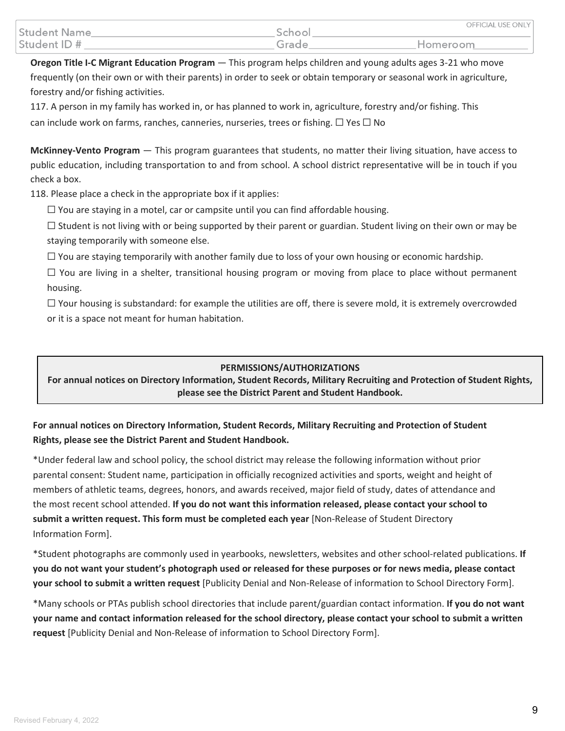| Student Name | School | OFFICIAL USE ONLY |
| --- | --- | --- |
| Student ID # | Grade | Homeroom |

**Oregon Title I-C Migrant Education Program** — This program helps children and young adults ages 3-21 who move frequently (on their own or with their parents) in order to seek or obtain temporary or seasonal work in agriculture, forestry and/or fishing activities.

117. A person in my family has worked in, or has planned to work in, agriculture, forestry and/or fishing. This can include work on farms, ranches, canneries, nurseries, trees or fishing. ☐ Yes ☐ No

**McKinney-Vento Program** — This program guarantees that students, no matter their living situation, have access to public education, including transportation to and from school. A school district representative will be in touch if you check a box.

118. Please place a check in the appropriate box if it applies:

- ☐ You are staying in a motel, car or campsite until you can find affordable housing.
- ☐ Student is not living with or being supported by their parent or guardian. Student living on their own or may be staying temporarily with someone else.
- ☐ You are staying temporarily with another family due to loss of your own housing or economic hardship.
- ☐ You are living in a shelter, transitional housing program or moving from place to place without permanent housing.
- ☐ Your housing is substandard: for example the utilities are off, there is severe mold, it is extremely overcrowded or it is a space not meant for human habitation.

**PERMISSIONS/AUTHORIZATIONS**

**For annual notices on Directory Information, Student Records, Military Recruiting and Protection of Student Rights, please see the District Parent and Student Handbook.**

**For annual notices on Directory Information, Student Records, Military Recruiting and Protection of Student Rights, please see the District Parent and Student Handbook.**

*Under federal law and school policy, the school district may release the following information without prior parental consent: Student name, participation in officially recognized activities and sports, weight and height of members of athletic teams, degrees, honors, and awards received, major field of study, dates of attendance and the most recent school attended. **If you do not want this information released, please contact your school to submit a written request. This form must be completed each year** [Non-Release of Student Directory Information Form].

*Student photographs are commonly used in yearbooks, newsletters, websites and other school-related publications. **If you do not want your student's photograph used or released for these purposes or for news media, please contact your school to submit a written request** [Publicity Denial and Non-Release of information to School Directory Form].

*Many schools or PTAs publish school directories that include parent/guardian contact information. **If you do not want your name and contact information released for the school directory, please contact your school to submit a written request** [Publicity Denial and Non-Release of information to School Directory Form].

Revised February 4, 2022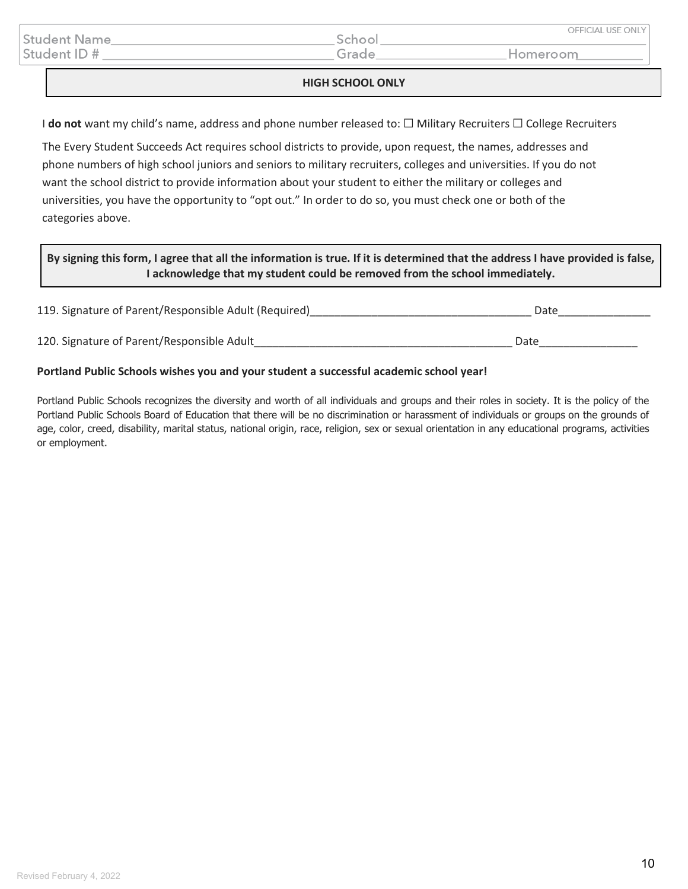Student Name_______________________________ School ___________________________________ OFFICIAL USE ONLY
Student ID # _______________________________ Grade________________ Homeroom_________

**HIGH SCHOOL ONLY**

I **do not** want my child's name, address and phone number released to: ☐ Military Recruiters ☐ College Recruiters

The Every Student Succeeds Act requires school districts to provide, upon request, the names, addresses and phone numbers of high school juniors and seniors to military recruiters, colleges and universities. If you do not want the school district to provide information about your student to either the military or colleges and universities, you have the opportunity to "opt out." In order to do so, you must check one or both of the categories above.

**By signing this form, I agree that all the information is true. If it is determined that the address I have provided is false, I acknowledge that my student could be removed from the school immediately.**

119. Signature of Parent/Responsible Adult (Required)_____________________________________ Date_______________

120. Signature of Parent/Responsible Adult___________________________________________ Date________________

**Portland Public Schools wishes you and your student a successful academic school year!**

Portland Public Schools recognizes the diversity and worth of all individuals and groups and their roles in society. It is the policy of the Portland Public Schools Board of Education that there will be no discrimination or harassment of individuals or groups on the grounds of age, color, creed, disability, marital status, national origin, race, religion, sex or sexual orientation in any educational programs, activities or employment.

Revised February 4, 2022